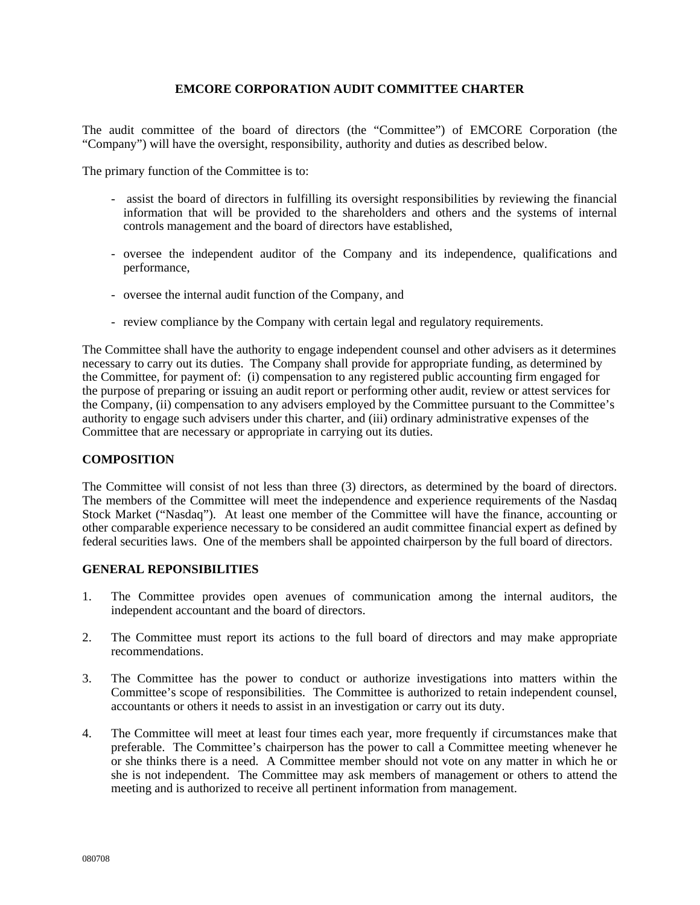# EMCORE CORPORATION AUDIT COMMITTEE CHARTER

The audit committee of the board of directors (the "Committee") of EMCORE Corporation (the "Company") will have the oversight, responsibility, authority and duties as described below.

The primary function of the Committee is to:

- assist the board of directors in fulfilling its oversight responsibilities by reviewing the financial information that will be provided to the shareholders and others and the systems of internal controls management and the board of directors have established,
- oversee the independent auditor of the Company and its independence, qualifications and performance,
- oversee the internal audit function of the Company, and
- review compliance by the Company with certain legal and regulatory requirements.

The Committee shall have the authority to engage independent counsel and other advisers as it determines necessary to carry out its duties. The Company shall provide for appropriate funding, as determined by the Committee, for payment of: (i) compensation to any registered public accounting firm engaged for the purpose of preparing or issuing an audit report or performing other audit, review or attest services for the Company, (ii) compensation to any advisers employed by the Committee pursuant to the Committee's authority to engage such advisers under this charter, and (iii) ordinary administrative expenses of the Committee that are necessary or appropriate in carrying out its duties.

## COMPOSITION

The Committee will consist of not less than three (3) directors, as determined by the board of directors. The members of the Committee will meet the independence and experience requirements of the Nasdaq Stock Market ("Nasdaq"). At least one member of the Committee will have the finance, accounting or other comparable experience necessary to be considered an audit committee financial expert as defined by federal securities laws. One of the members shall be appointed chairperson by the full board of directors.

## GENERAL REPONSIBILITIES

1. The Committee provides open avenues of communication among the internal auditors, the independent accountant and the board of directors.
2. The Committee must report its actions to the full board of directors and may make appropriate recommendations.
3. The Committee has the power to conduct or authorize investigations into matters within the Committee's scope of responsibilities. The Committee is authorized to retain independent counsel, accountants or others it needs to assist in an investigation or carry out its duty.
4. The Committee will meet at least four times each year, more frequently if circumstances make that preferable. The Committee's chairperson has the power to call a Committee meeting whenever he or she thinks there is a need. A Committee member should not vote on any matter in which he or she is not independent. The Committee may ask members of management or others to attend the meeting and is authorized to receive all pertinent information from management.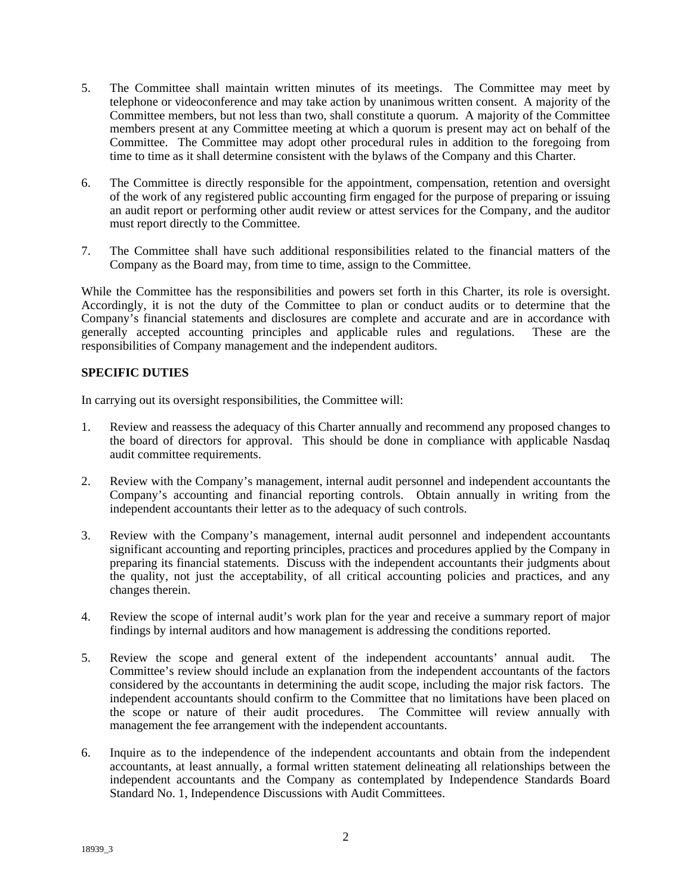5. The Committee shall maintain written minutes of its meetings. The Committee may meet by telephone or videoconference and may take action by unanimous written consent. A majority of the Committee members, but not less than two, shall constitute a quorum. A majority of the Committee members present at any Committee meeting at which a quorum is present may act on behalf of the Committee. The Committee may adopt other procedural rules in addition to the foregoing from time to time as it shall determine consistent with the bylaws of the Company and this Charter.

6. The Committee is directly responsible for the appointment, compensation, retention and oversight of the work of any registered public accounting firm engaged for the purpose of preparing or issuing an audit report or performing other audit review or attest services for the Company, and the auditor must report directly to the Committee.

7. The Committee shall have such additional responsibilities related to the financial matters of the Company as the Board may, from time to time, assign to the Committee.

While the Committee has the responsibilities and powers set forth in this Charter, its role is oversight. Accordingly, it is not the duty of the Committee to plan or conduct audits or to determine that the Company's financial statements and disclosures are complete and accurate and are in accordance with generally accepted accounting principles and applicable rules and regulations. These are the responsibilities of Company management and the independent auditors.

**SPECIFIC DUTIES**

In carrying out its oversight responsibilities, the Committee will:

1. Review and reassess the adequacy of this Charter annually and recommend any proposed changes to the board of directors for approval. This should be done in compliance with applicable Nasdaq audit committee requirements.

2. Review with the Company's management, internal audit personnel and independent accountants the Company's accounting and financial reporting controls. Obtain annually in writing from the independent accountants their letter as to the adequacy of such controls.

3. Review with the Company's management, internal audit personnel and independent accountants significant accounting and reporting principles, practices and procedures applied by the Company in preparing its financial statements. Discuss with the independent accountants their judgments about the quality, not just the acceptability, of all critical accounting policies and practices, and any changes therein.

4. Review the scope of internal audit's work plan for the year and receive a summary report of major findings by internal auditors and how management is addressing the conditions reported.

5. Review the scope and general extent of the independent accountants' annual audit. The Committee's review should include an explanation from the independent accountants of the factors considered by the accountants in determining the audit scope, including the major risk factors. The independent accountants should confirm to the Committee that no limitations have been placed on the scope or nature of their audit procedures. The Committee will review annually with management the fee arrangement with the independent accountants.

6. Inquire as to the independence of the independent accountants and obtain from the independent accountants, at least annually, a formal written statement delineating all relationships between the independent accountants and the Company as contemplated by Independence Standards Board Standard No. 1, Independence Discussions with Audit Committees.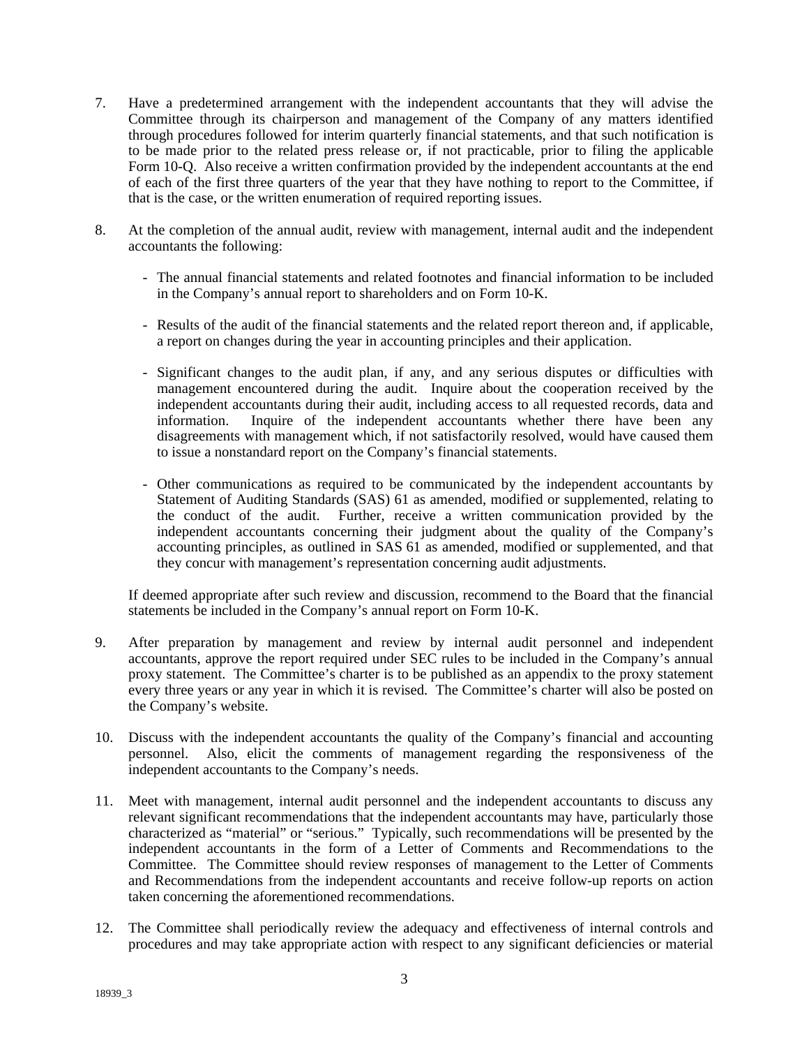7. Have a predetermined arrangement with the independent accountants that they will advise the Committee through its chairperson and management of the Company of any matters identified through procedures followed for interim quarterly financial statements, and that such notification is to be made prior to the related press release or, if not practicable, prior to filing the applicable Form 10-Q. Also receive a written confirmation provided by the independent accountants at the end of each of the first three quarters of the year that they have nothing to report to the Committee, if that is the case, or the written enumeration of required reporting issues.

8. At the completion of the annual audit, review with management, internal audit and the independent accountants the following:

   - The annual financial statements and related footnotes and financial information to be included in the Company's annual report to shareholders and on Form 10-K.

   - Results of the audit of the financial statements and the related report thereon and, if applicable, a report on changes during the year in accounting principles and their application.

   - Significant changes to the audit plan, if any, and any serious disputes or difficulties with management encountered during the audit. Inquire about the cooperation received by the independent accountants during their audit, including access to all requested records, data and information. Inquire of the independent accountants whether there have been any disagreements with management which, if not satisfactorily resolved, would have caused them to issue a nonstandard report on the Company's financial statements.

   - Other communications as required to be communicated by the independent accountants by Statement of Auditing Standards (SAS) 61 as amended, modified or supplemented, relating to the conduct of the audit. Further, receive a written communication provided by the independent accountants concerning their judgment about the quality of the Company's accounting principles, as outlined in SAS 61 as amended, modified or supplemented, and that they concur with management's representation concerning audit adjustments.

   If deemed appropriate after such review and discussion, recommend to the Board that the financial statements be included in the Company's annual report on Form 10-K.

9. After preparation by management and review by internal audit personnel and independent accountants, approve the report required under SEC rules to be included in the Company's annual proxy statement. The Committee's charter is to be published as an appendix to the proxy statement every three years or any year in which it is revised. The Committee's charter will also be posted on the Company's website.

10. Discuss with the independent accountants the quality of the Company's financial and accounting personnel. Also, elicit the comments of management regarding the responsiveness of the independent accountants to the Company's needs.

11. Meet with management, internal audit personnel and the independent accountants to discuss any relevant significant recommendations that the independent accountants may have, particularly those characterized as "material" or "serious." Typically, such recommendations will be presented by the independent accountants in the form of a Letter of Comments and Recommendations to the Committee. The Committee should review responses of management to the Letter of Comments and Recommendations from the independent accountants and receive follow-up reports on action taken concerning the aforementioned recommendations.

12. The Committee shall periodically review the adequacy and effectiveness of internal controls and procedures and may take appropriate action with respect to any significant deficiencies or material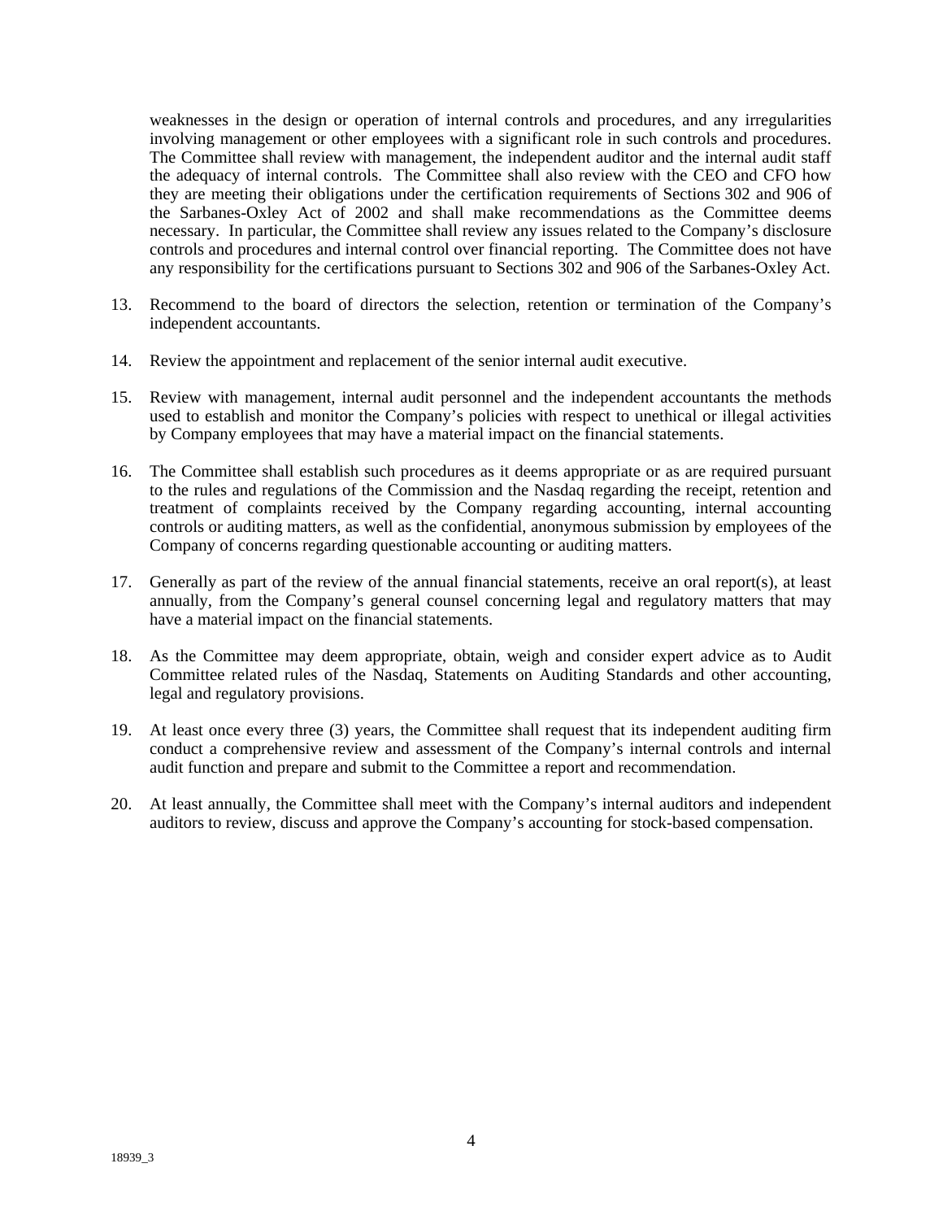weaknesses in the design or operation of internal controls and procedures, and any irregularities involving management or other employees with a significant role in such controls and procedures. The Committee shall review with management, the independent auditor and the internal audit staff the adequacy of internal controls. The Committee shall also review with the CEO and CFO how they are meeting their obligations under the certification requirements of Sections 302 and 906 of the Sarbanes-Oxley Act of 2002 and shall make recommendations as the Committee deems necessary. In particular, the Committee shall review any issues related to the Company's disclosure controls and procedures and internal control over financial reporting. The Committee does not have any responsibility for the certifications pursuant to Sections 302 and 906 of the Sarbanes-Oxley Act.

13. Recommend to the board of directors the selection, retention or termination of the Company's independent accountants.

14. Review the appointment and replacement of the senior internal audit executive.

15. Review with management, internal audit personnel and the independent accountants the methods used to establish and monitor the Company's policies with respect to unethical or illegal activities by Company employees that may have a material impact on the financial statements.

16. The Committee shall establish such procedures as it deems appropriate or as are required pursuant to the rules and regulations of the Commission and the Nasdaq regarding the receipt, retention and treatment of complaints received by the Company regarding accounting, internal accounting controls or auditing matters, as well as the confidential, anonymous submission by employees of the Company of concerns regarding questionable accounting or auditing matters.

17. Generally as part of the review of the annual financial statements, receive an oral report(s), at least annually, from the Company's general counsel concerning legal and regulatory matters that may have a material impact on the financial statements.

18. As the Committee may deem appropriate, obtain, weigh and consider expert advice as to Audit Committee related rules of the Nasdaq, Statements on Auditing Standards and other accounting, legal and regulatory provisions.

19. At least once every three (3) years, the Committee shall request that its independent auditing firm conduct a comprehensive review and assessment of the Company's internal controls and internal audit function and prepare and submit to the Committee a report and recommendation.

20. At least annually, the Committee shall meet with the Company's internal auditors and independent auditors to review, discuss and approve the Company's accounting for stock-based compensation.